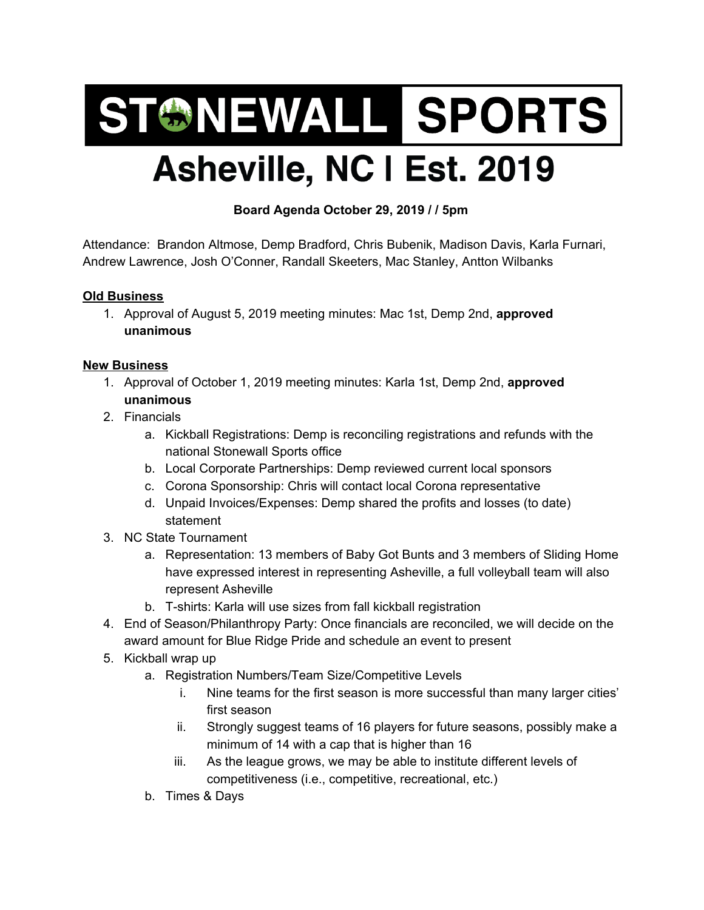# STONEWALL SPORTS

# Asheville, NC I Est. 2019

**Board Agenda October 29, 2019 / / 5pm**

Attendance: Brandon Altmose, Demp Bradford, Chris Bubenik, Madison Davis, Karla Furnari, Andrew Lawrence, Josh O'Conner, Randall Skeeters, Mac Stanley, Antton Wilbanks

**Old Business**

1. Approval of August 5, 2019 meeting minutes: Mac 1st, Demp 2nd, **approved unanimous**

**New Business**

1. Approval of October 1, 2019 meeting minutes: Karla 1st, Demp 2nd, **approved unanimous**
2. Financials
    a. Kickball Registrations: Demp is reconciling registrations and refunds with the national Stonewall Sports office
    b. Local Corporate Partnerships: Demp reviewed current local sponsors
    c. Corona Sponsorship: Chris will contact local Corona representative
    d. Unpaid Invoices/Expenses: Demp shared the profits and losses (to date) statement
3. NC State Tournament
    a. Representation: 13 members of Baby Got Bunts and 3 members of Sliding Home have expressed interest in representing Asheville, a full volleyball team will also represent Asheville
    b. T-shirts: Karla will use sizes from fall kickball registration
4. End of Season/Philanthropy Party: Once financials are reconciled, we will decide on the award amount for Blue Ridge Pride and schedule an event to present
5. Kickball wrap up
    a. Registration Numbers/Team Size/Competitive Levels
        i. Nine teams for the first season is more successful than many larger cities' first season
        ii. Strongly suggest teams of 16 players for future seasons, possibly make a minimum of 14 with a cap that is higher than 16
        iii. As the league grows, we may be able to institute different levels of competitiveness (i.e., competitive, recreational, etc.)
    b. Times & Days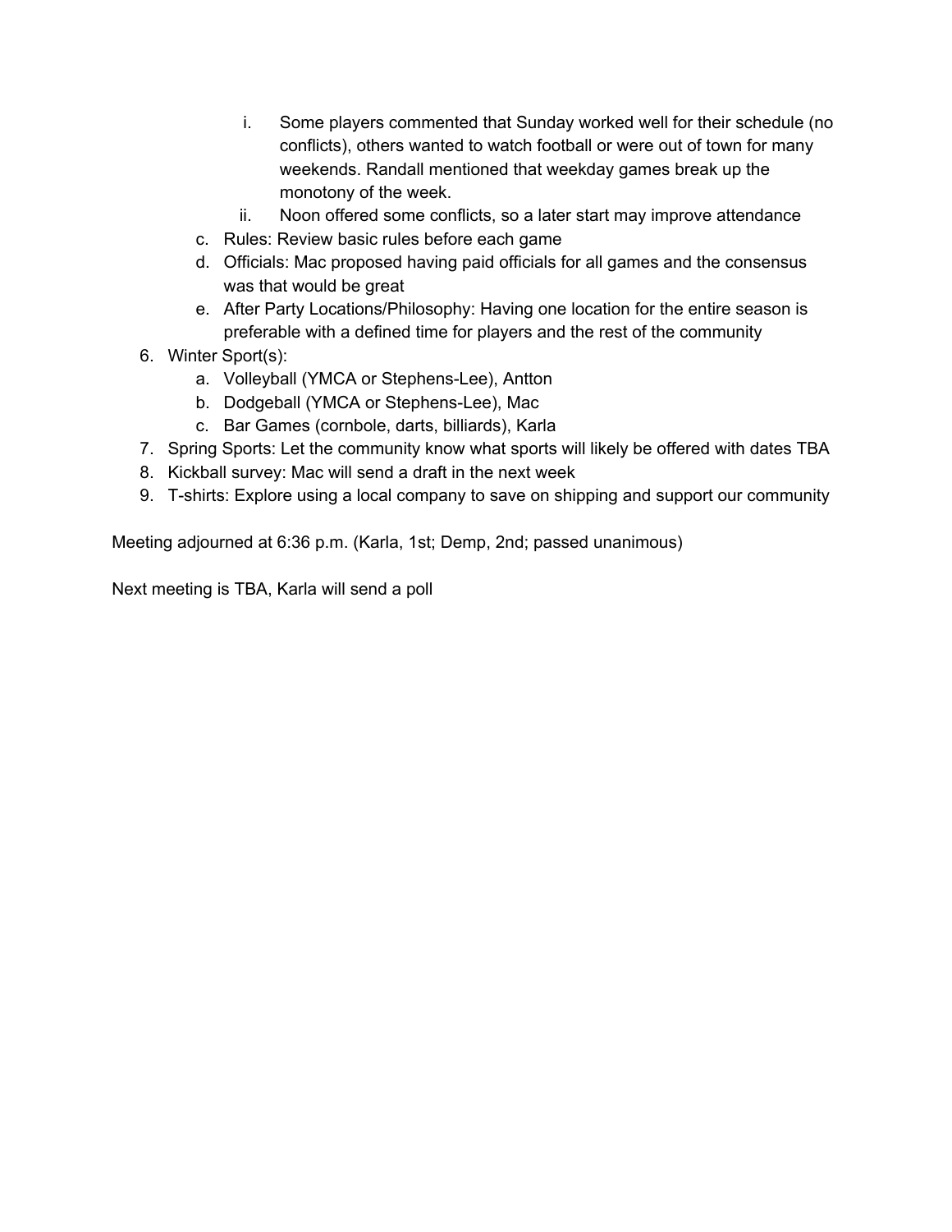i. Some players commented that Sunday worked well for their schedule (no conflicts), others wanted to watch football or were out of town for many weekends. Randall mentioned that weekday games break up the monotony of the week.
  ii. Noon offered some conflicts, so a later start may improve attendance
  
  c. Rules: Review basic rules before each game
  d. Officials: Mac proposed having paid officials for all games and the consensus was that would be great
  e. After Party Locations/Philosophy: Having one location for the entire season is preferable with a defined time for players and the rest of the community

6. Winter Sport(s):
   a. Volleyball (YMCA or Stephens-Lee), Antton
   b. Dodgeball (YMCA or Stephens-Lee), Mac
   c. Bar Games (cornbole, darts, billiards), Karla
7. Spring Sports: Let the community know what sports will likely be offered with dates TBA
8. Kickball survey: Mac will send a draft in the next week
9. T-shirts: Explore using a local company to save on shipping and support our community

Meeting adjourned at 6:36 p.m. (Karla, 1st; Demp, 2nd; passed unanimous)

Next meeting is TBA, Karla will send a poll